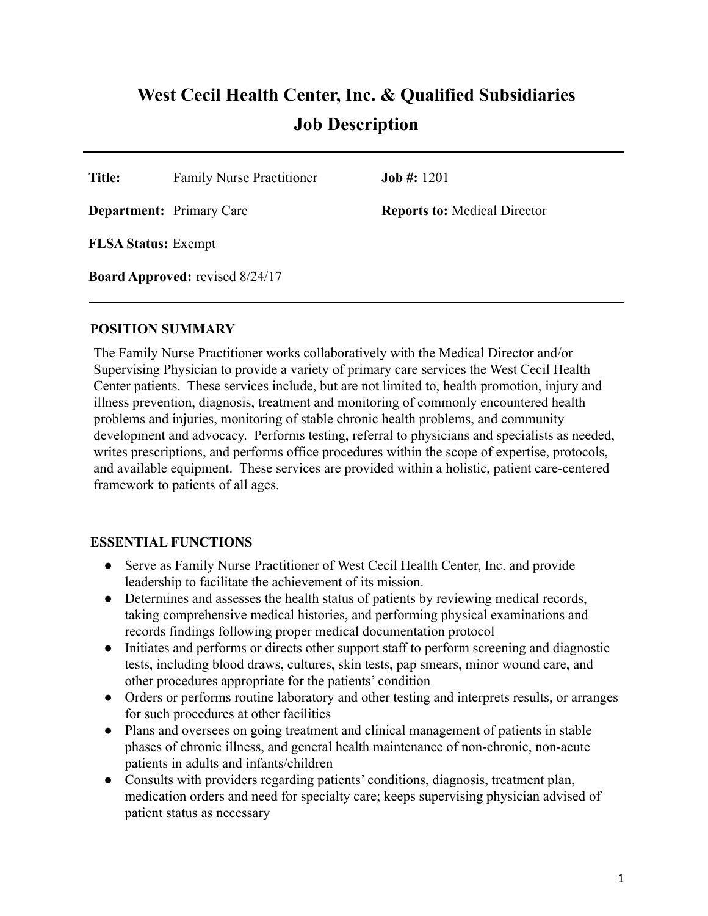# West Cecil Health Center, Inc. & Qualified Subsidiaries
# Job Description

---

**Title:** Family Nurse Practitioner **Job #:** 1201

**Department:** Primary Care **Reports to:** Medical Director

**FLSA Status:** Exempt

**Board Approved:** revised 8/24/17

---

## POSITION SUMMARY

The Family Nurse Practitioner works collaboratively with the Medical Director and/or Supervising Physician to provide a variety of primary care services the West Cecil Health Center patients. These services include, but are not limited to, health promotion, injury and illness prevention, diagnosis, treatment and monitoring of commonly encountered health problems and injuries, monitoring of stable chronic health problems, and community development and advocacy. Performs testing, referral to physicians and specialists as needed, writes prescriptions, and performs office procedures within the scope of expertise, protocols, and available equipment. These services are provided within a holistic, patient care-centered framework to patients of all ages.

## ESSENTIAL FUNCTIONS

- Serve as Family Nurse Practitioner of West Cecil Health Center, Inc. and provide leadership to facilitate the achievement of its mission.
- Determines and assesses the health status of patients by reviewing medical records, taking comprehensive medical histories, and performing physical examinations and records findings following proper medical documentation protocol
- Initiates and performs or directs other support staff to perform screening and diagnostic tests, including blood draws, cultures, skin tests, pap smears, minor wound care, and other procedures appropriate for the patients' condition
- Orders or performs routine laboratory and other testing and interprets results, or arranges for such procedures at other facilities
- Plans and oversees on going treatment and clinical management of patients in stable phases of chronic illness, and general health maintenance of non-chronic, non-acute patients in adults and infants/children
- Consults with providers regarding patients' conditions, diagnosis, treatment plan, medication orders and need for specialty care; keeps supervising physician advised of patient status as necessary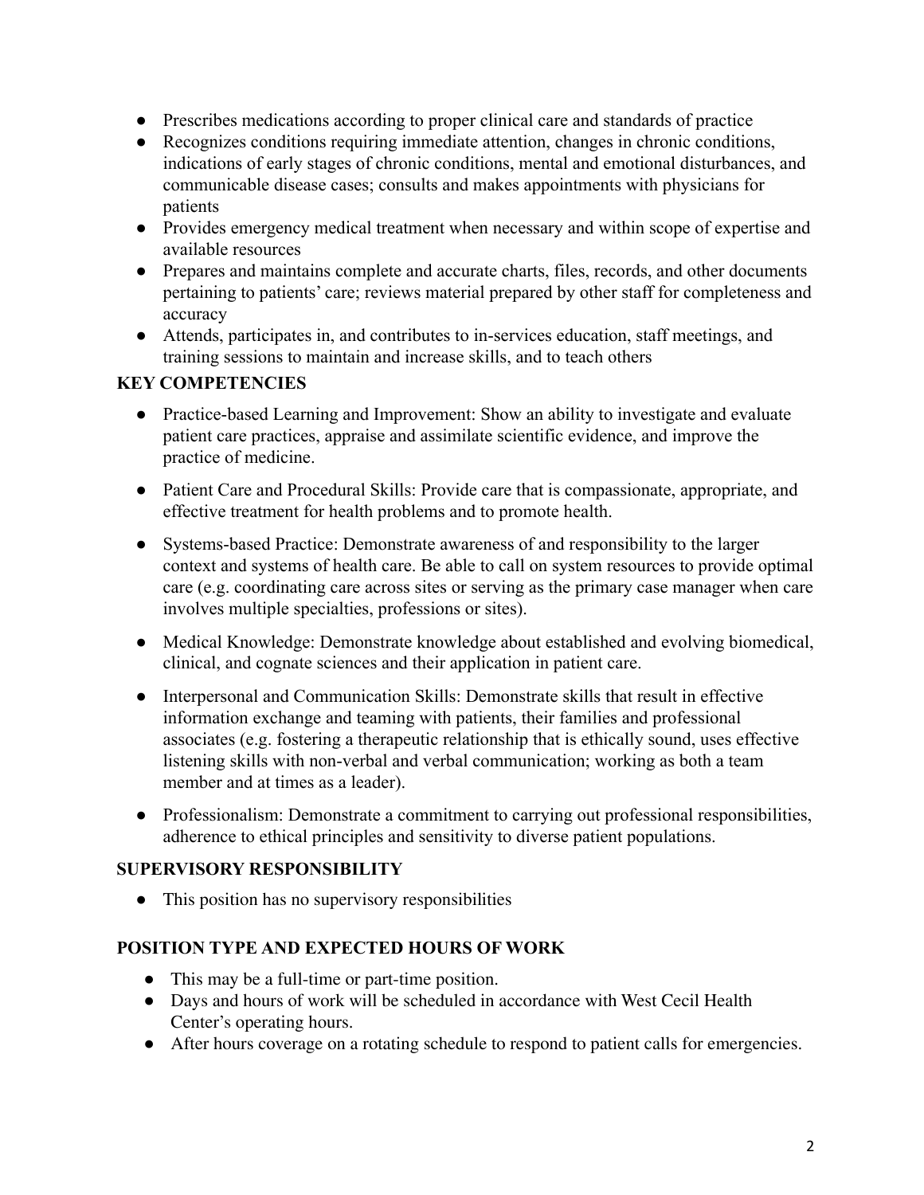- Prescribes medications according to proper clinical care and standards of practice
- Recognizes conditions requiring immediate attention, changes in chronic conditions, indications of early stages of chronic conditions, mental and emotional disturbances, and communicable disease cases; consults and makes appointments with physicians for patients
- Provides emergency medical treatment when necessary and within scope of expertise and available resources
- Prepares and maintains complete and accurate charts, files, records, and other documents pertaining to patients' care; reviews material prepared by other staff for completeness and accuracy
- Attends, participates in, and contributes to in-services education, staff meetings, and training sessions to maintain and increase skills, and to teach others

## KEY COMPETENCIES

- Practice-based Learning and Improvement: Show an ability to investigate and evaluate patient care practices, appraise and assimilate scientific evidence, and improve the practice of medicine.
- Patient Care and Procedural Skills: Provide care that is compassionate, appropriate, and effective treatment for health problems and to promote health.
- Systems-based Practice: Demonstrate awareness of and responsibility to the larger context and systems of health care. Be able to call on system resources to provide optimal care (e.g. coordinating care across sites or serving as the primary case manager when care involves multiple specialties, professions or sites).
- Medical Knowledge: Demonstrate knowledge about established and evolving biomedical, clinical, and cognate sciences and their application in patient care.
- Interpersonal and Communication Skills: Demonstrate skills that result in effective information exchange and teaming with patients, their families and professional associates (e.g. fostering a therapeutic relationship that is ethically sound, uses effective listening skills with non-verbal and verbal communication; working as both a team member and at times as a leader).
- Professionalism: Demonstrate a commitment to carrying out professional responsibilities, adherence to ethical principles and sensitivity to diverse patient populations.

## SUPERVISORY RESPONSIBILITY

- This position has no supervisory responsibilities

## POSITION TYPE AND EXPECTED HOURS OF WORK

- This may be a full-time or part-time position.
- Days and hours of work will be scheduled in accordance with West Cecil Health Center's operating hours.
- After hours coverage on a rotating schedule to respond to patient calls for emergencies.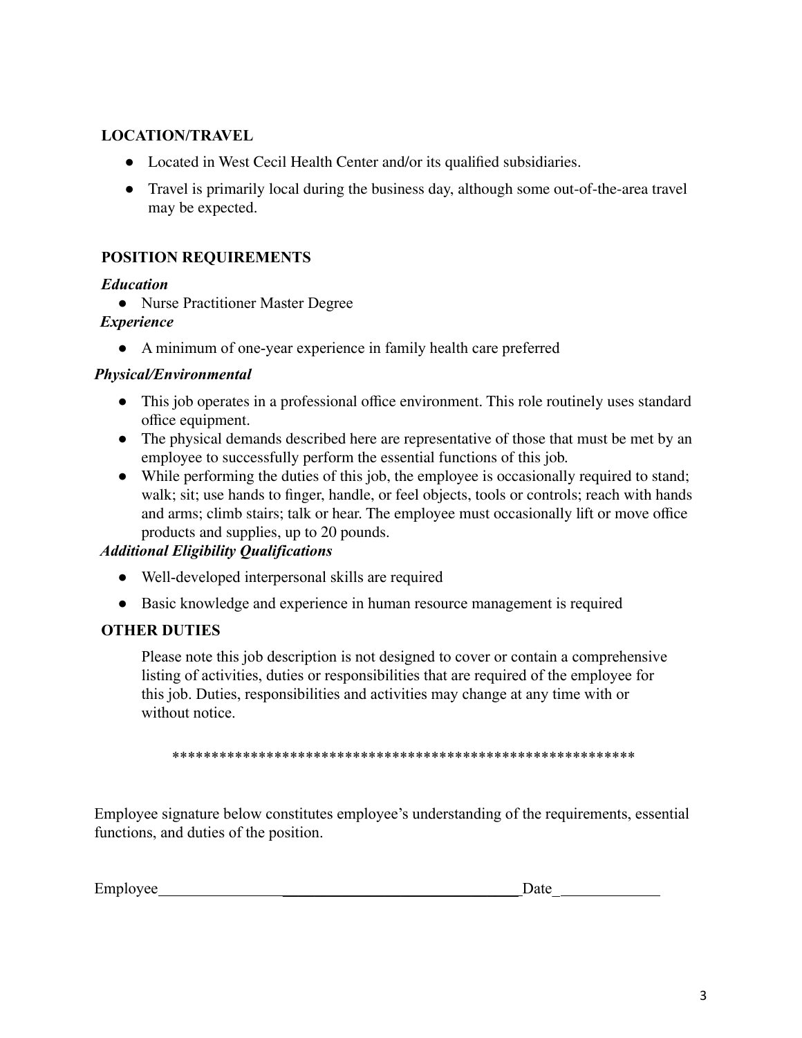## LOCATION/TRAVEL

- Located in West Cecil Health Center and/or its qualified subsidiaries.
- Travel is primarily local during the business day, although some out-of-the-area travel may be expected.

## POSITION REQUIREMENTS

***Education***

- Nurse Practitioner Master Degree

***Experience***

- A minimum of one-year experience in family health care preferred

***Physical/Environmental***

- This job operates in a professional office environment. This role routinely uses standard office equipment.
- The physical demands described here are representative of those that must be met by an employee to successfully perform the essential functions of this job.
- While performing the duties of this job, the employee is occasionally required to stand; walk; sit; use hands to finger, handle, or feel objects, tools or controls; reach with hands and arms; climb stairs; talk or hear. The employee must occasionally lift or move office products and supplies, up to 20 pounds.

***Additional Eligibility Qualifications***

- Well-developed interpersonal skills are required
- Basic knowledge and experience in human resource management is required

## OTHER DUTIES

Please note this job description is not designed to cover or contain a comprehensive listing of activities, duties or responsibilities that are required of the employee for this job. Duties, responsibilities and activities may change at any time with or without notice.

************************************************************

Employee signature below constitutes employee's understanding of the requirements, essential functions, and duties of the position.

Employee_______________________________________________ Date_____________